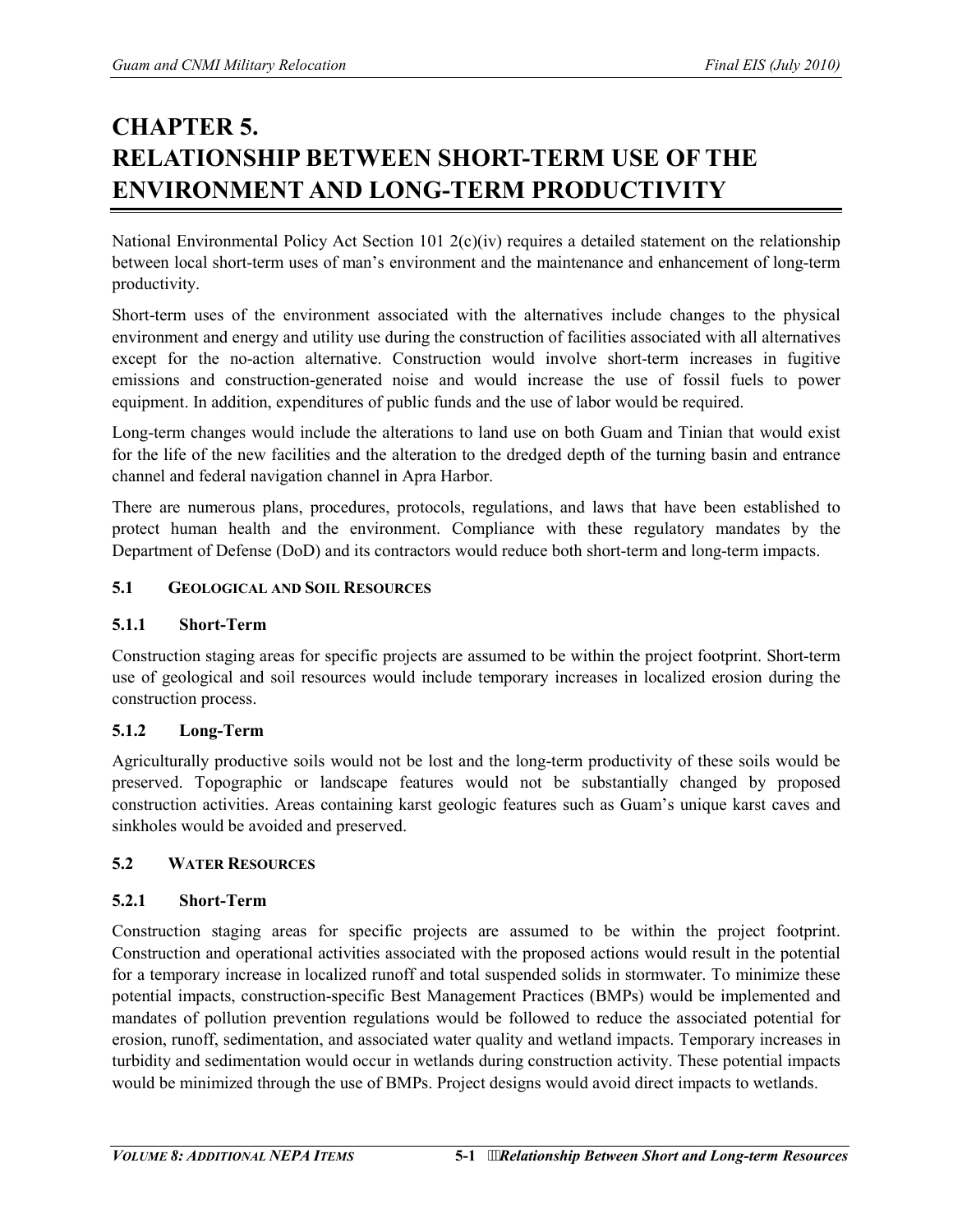# CHAPTER 5.
# RELATIONSHIP BETWEEN SHORT-TERM USE OF THE ENVIRONMENT AND LONG-TERM PRODUCTIVITY

National Environmental Policy Act Section 101 2(c)(iv) requires a detailed statement on the relationship between local short-term uses of man's environment and the maintenance and enhancement of long-term productivity.

Short-term uses of the environment associated with the alternatives include changes to the physical environment and energy and utility use during the construction of facilities associated with all alternatives except for the no-action alternative. Construction would involve short-term increases in fugitive emissions and construction-generated noise and would increase the use of fossil fuels to power equipment. In addition, expenditures of public funds and the use of labor would be required.

Long-term changes would include the alterations to land use on both Guam and Tinian that would exist for the life of the new facilities and the alteration to the dredged depth of the turning basin and entrance channel and federal navigation channel in Apra Harbor.

There are numerous plans, procedures, protocols, regulations, and laws that have been established to protect human health and the environment. Compliance with these regulatory mandates by the Department of Defense (DoD) and its contractors would reduce both short-term and long-term impacts.

## 5.1 GEOLOGICAL AND SOIL RESOURCES

### 5.1.1 Short-Term

Construction staging areas for specific projects are assumed to be within the project footprint. Short-term use of geological and soil resources would include temporary increases in localized erosion during the construction process.

### 5.1.2 Long-Term

Agriculturally productive soils would not be lost and the long-term productivity of these soils would be preserved. Topographic or landscape features would not be substantially changed by proposed construction activities. Areas containing karst geologic features such as Guam's unique karst caves and sinkholes would be avoided and preserved.

## 5.2 WATER RESOURCES

### 5.2.1 Short-Term

Construction staging areas for specific projects are assumed to be within the project footprint. Construction and operational activities associated with the proposed actions would result in the potential for a temporary increase in localized runoff and total suspended solids in stormwater. To minimize these potential impacts, construction-specific Best Management Practices (BMPs) would be implemented and mandates of pollution prevention regulations would be followed to reduce the associated potential for erosion, runoff, sedimentation, and associated water quality and wetland impacts. Temporary increases in turbidity and sedimentation would occur in wetlands during construction activity. These potential impacts would be minimized through the use of BMPs. Project designs would avoid direct impacts to wetlands.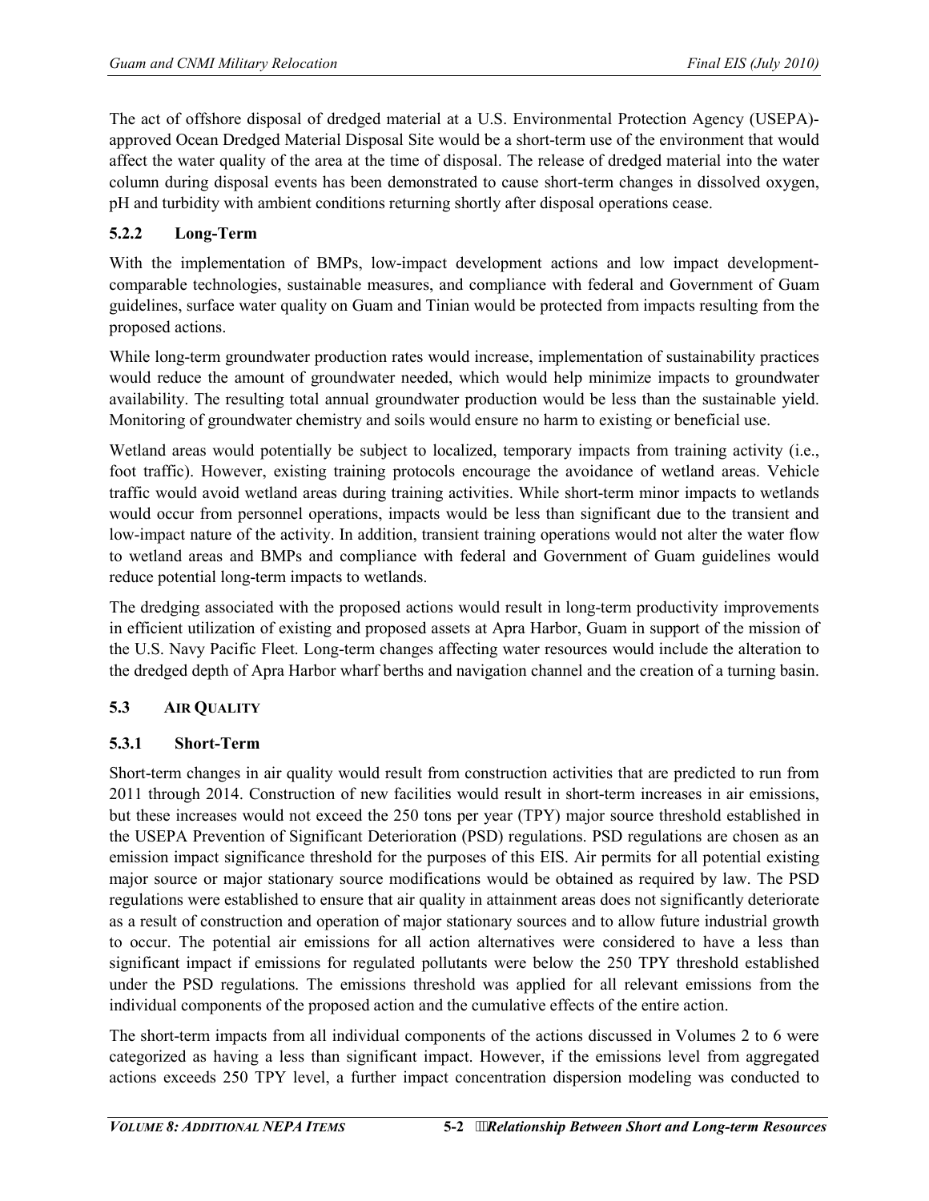The act of offshore disposal of dredged material at a U.S. Environmental Protection Agency (USEPA)-approved Ocean Dredged Material Disposal Site would be a short-term use of the environment that would affect the water quality of the area at the time of disposal. The release of dredged material into the water column during disposal events has been demonstrated to cause short-term changes in dissolved oxygen, pH and turbidity with ambient conditions returning shortly after disposal operations cease.

### 5.2.2 Long-Term

With the implementation of BMPs, low-impact development actions and low impact development-comparable technologies, sustainable measures, and compliance with federal and Government of Guam guidelines, surface water quality on Guam and Tinian would be protected from impacts resulting from the proposed actions.

While long-term groundwater production rates would increase, implementation of sustainability practices would reduce the amount of groundwater needed, which would help minimize impacts to groundwater availability. The resulting total annual groundwater production would be less than the sustainable yield. Monitoring of groundwater chemistry and soils would ensure no harm to existing or beneficial use.

Wetland areas would potentially be subject to localized, temporary impacts from training activity (i.e., foot traffic). However, existing training protocols encourage the avoidance of wetland areas. Vehicle traffic would avoid wetland areas during training activities. While short-term minor impacts to wetlands would occur from personnel operations, impacts would be less than significant due to the transient and low-impact nature of the activity. In addition, transient training operations would not alter the water flow to wetland areas and BMPs and compliance with federal and Government of Guam guidelines would reduce potential long-term impacts to wetlands.

The dredging associated with the proposed actions would result in long-term productivity improvements in efficient utilization of existing and proposed assets at Apra Harbor, Guam in support of the mission of the U.S. Navy Pacific Fleet. Long-term changes affecting water resources would include the alteration to the dredged depth of Apra Harbor wharf berths and navigation channel and the creation of a turning basin.

## 5.3 AIR QUALITY

### 5.3.1 Short-Term

Short-term changes in air quality would result from construction activities that are predicted to run from 2011 through 2014. Construction of new facilities would result in short-term increases in air emissions, but these increases would not exceed the 250 tons per year (TPY) major source threshold established in the USEPA Prevention of Significant Deterioration (PSD) regulations. PSD regulations are chosen as an emission impact significance threshold for the purposes of this EIS. Air permits for all potential existing major source or major stationary source modifications would be obtained as required by law. The PSD regulations were established to ensure that air quality in attainment areas does not significantly deteriorate as a result of construction and operation of major stationary sources and to allow future industrial growth to occur. The potential air emissions for all action alternatives were considered to have a less than significant impact if emissions for regulated pollutants were below the 250 TPY threshold established under the PSD regulations. The emissions threshold was applied for all relevant emissions from the individual components of the proposed action and the cumulative effects of the entire action.

The short-term impacts from all individual components of the actions discussed in Volumes 2 to 6 were categorized as having a less than significant impact. However, if the emissions level from aggregated actions exceeds 250 TPY level, a further impact concentration dispersion modeling was conducted to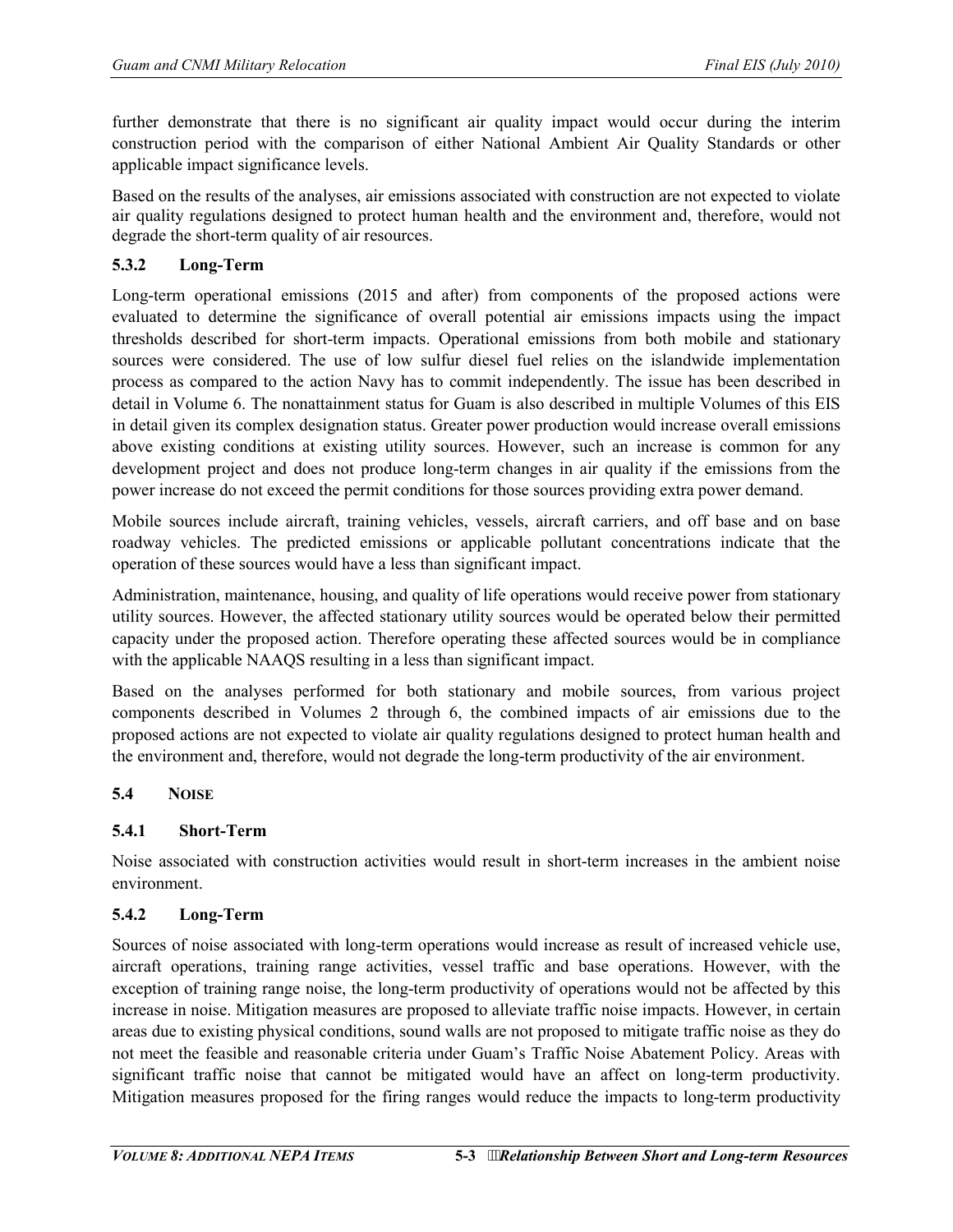further demonstrate that there is no significant air quality impact would occur during the interim construction period with the comparison of either National Ambient Air Quality Standards or other applicable impact significance levels.

Based on the results of the analyses, air emissions associated with construction are not expected to violate air quality regulations designed to protect human health and the environment and, therefore, would not degrade the short-term quality of air resources.

### 5.3.2 Long-Term

Long-term operational emissions (2015 and after) from components of the proposed actions were evaluated to determine the significance of overall potential air emissions impacts using the impact thresholds described for short-term impacts. Operational emissions from both mobile and stationary sources were considered. The use of low sulfur diesel fuel relies on the islandwide implementation process as compared to the action Navy has to commit independently. The issue has been described in detail in Volume 6. The nonattainment status for Guam is also described in multiple Volumes of this EIS in detail given its complex designation status. Greater power production would increase overall emissions above existing conditions at existing utility sources. However, such an increase is common for any development project and does not produce long-term changes in air quality if the emissions from the power increase do not exceed the permit conditions for those sources providing extra power demand.

Mobile sources include aircraft, training vehicles, vessels, aircraft carriers, and off base and on base roadway vehicles. The predicted emissions or applicable pollutant concentrations indicate that the operation of these sources would have a less than significant impact.

Administration, maintenance, housing, and quality of life operations would receive power from stationary utility sources. However, the affected stationary utility sources would be operated below their permitted capacity under the proposed action. Therefore operating these affected sources would be in compliance with the applicable NAAQS resulting in a less than significant impact.

Based on the analyses performed for both stationary and mobile sources, from various project components described in Volumes 2 through 6, the combined impacts of air emissions due to the proposed actions are not expected to violate air quality regulations designed to protect human health and the environment and, therefore, would not degrade the long-term productivity of the air environment.

## 5.4 NOISE

### 5.4.1 Short-Term

Noise associated with construction activities would result in short-term increases in the ambient noise environment.

### 5.4.2 Long-Term

Sources of noise associated with long-term operations would increase as result of increased vehicle use, aircraft operations, training range activities, vessel traffic and base operations. However, with the exception of training range noise, the long-term productivity of operations would not be affected by this increase in noise. Mitigation measures are proposed to alleviate traffic noise impacts. However, in certain areas due to existing physical conditions, sound walls are not proposed to mitigate traffic noise as they do not meet the feasible and reasonable criteria under Guam's Traffic Noise Abatement Policy. Areas with significant traffic noise that cannot be mitigated would have an affect on long-term productivity. Mitigation measures proposed for the firing ranges would reduce the impacts to long-term productivity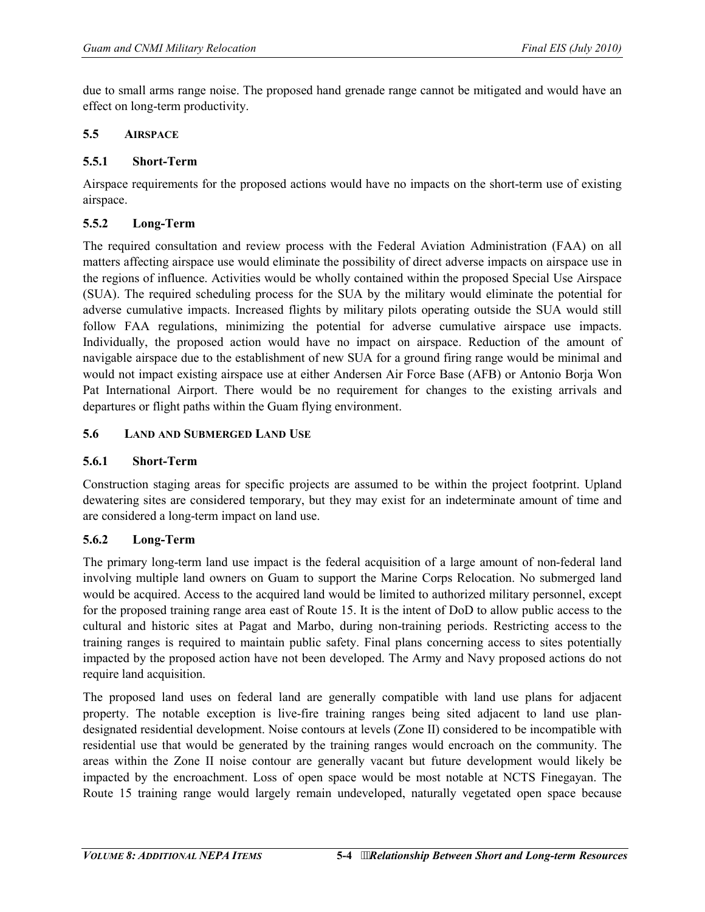due to small arms range noise. The proposed hand grenade range cannot be mitigated and would have an effect on long-term productivity.

## 5.5 AIRSPACE

### 5.5.1 Short-Term

Airspace requirements for the proposed actions would have no impacts on the short-term use of existing airspace.

### 5.5.2 Long-Term

The required consultation and review process with the Federal Aviation Administration (FAA) on all matters affecting airspace use would eliminate the possibility of direct adverse impacts on airspace use in the regions of influence. Activities would be wholly contained within the proposed Special Use Airspace (SUA). The required scheduling process for the SUA by the military would eliminate the potential for adverse cumulative impacts. Increased flights by military pilots operating outside the SUA would still follow FAA regulations, minimizing the potential for adverse cumulative airspace use impacts. Individually, the proposed action would have no impact on airspace. Reduction of the amount of navigable airspace due to the establishment of new SUA for a ground firing range would be minimal and would not impact existing airspace use at either Andersen Air Force Base (AFB) or Antonio Borja Won Pat International Airport. There would be no requirement for changes to the existing arrivals and departures or flight paths within the Guam flying environment.

## 5.6 LAND AND SUBMERGED LAND USE

### 5.6.1 Short-Term

Construction staging areas for specific projects are assumed to be within the project footprint. Upland dewatering sites are considered temporary, but they may exist for an indeterminate amount of time and are considered a long-term impact on land use.

### 5.6.2 Long-Term

The primary long-term land use impact is the federal acquisition of a large amount of non-federal land involving multiple land owners on Guam to support the Marine Corps Relocation. No submerged land would be acquired. Access to the acquired land would be limited to authorized military personnel, except for the proposed training range area east of Route 15. It is the intent of DoD to allow public access to the cultural and historic sites at Pagat and Marbo, during non-training periods. Restricting access to the training ranges is required to maintain public safety. Final plans concerning access to sites potentially impacted by the proposed action have not been developed. The Army and Navy proposed actions do not require land acquisition.

The proposed land uses on federal land are generally compatible with land use plans for adjacent property. The notable exception is live-fire training ranges being sited adjacent to land use plan-designated residential development. Noise contours at levels (Zone II) considered to be incompatible with residential use that would be generated by the training ranges would encroach on the community. The areas within the Zone II noise contour are generally vacant but future development would likely be impacted by the encroachment. Loss of open space would be most notable at NCTS Finegayan. The Route 15 training range would largely remain undeveloped, naturally vegetated open space because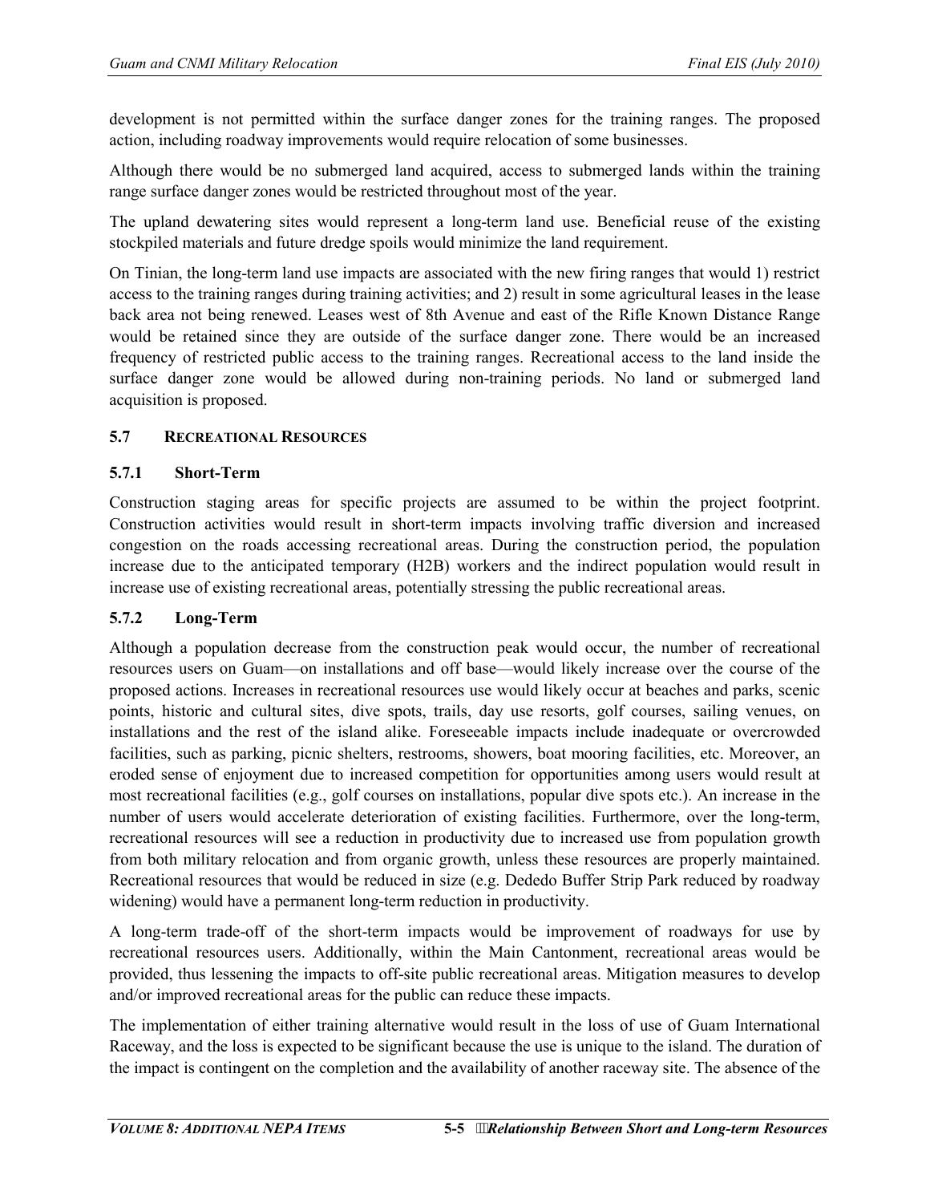development is not permitted within the surface danger zones for the training ranges. The proposed action, including roadway improvements would require relocation of some businesses.

Although there would be no submerged land acquired, access to submerged lands within the training range surface danger zones would be restricted throughout most of the year.

The upland dewatering sites would represent a long-term land use. Beneficial reuse of the existing stockpiled materials and future dredge spoils would minimize the land requirement.

On Tinian, the long-term land use impacts are associated with the new firing ranges that would 1) restrict access to the training ranges during training activities; and 2) result in some agricultural leases in the lease back area not being renewed. Leases west of 8th Avenue and east of the Rifle Known Distance Range would be retained since they are outside of the surface danger zone. There would be an increased frequency of restricted public access to the training ranges. Recreational access to the land inside the surface danger zone would be allowed during non-training periods. No land or submerged land acquisition is proposed.

## 5.7 Recreational Resources

### 5.7.1 Short-Term

Construction staging areas for specific projects are assumed to be within the project footprint. Construction activities would result in short-term impacts involving traffic diversion and increased congestion on the roads accessing recreational areas. During the construction period, the population increase due to the anticipated temporary (H2B) workers and the indirect population would result in increase use of existing recreational areas, potentially stressing the public recreational areas.

### 5.7.2 Long-Term

Although a population decrease from the construction peak would occur, the number of recreational resources users on Guam—on installations and off base—would likely increase over the course of the proposed actions. Increases in recreational resources use would likely occur at beaches and parks, scenic points, historic and cultural sites, dive spots, trails, day use resorts, golf courses, sailing venues, on installations and the rest of the island alike. Foreseeable impacts include inadequate or overcrowded facilities, such as parking, picnic shelters, restrooms, showers, boat mooring facilities, etc. Moreover, an eroded sense of enjoyment due to increased competition for opportunities among users would result at most recreational facilities (e.g., golf courses on installations, popular dive spots etc.). An increase in the number of users would accelerate deterioration of existing facilities. Furthermore, over the long-term, recreational resources will see a reduction in productivity due to increased use from population growth from both military relocation and from organic growth, unless these resources are properly maintained. Recreational resources that would be reduced in size (e.g. Dededo Buffer Strip Park reduced by roadway widening) would have a permanent long-term reduction in productivity.

A long-term trade-off of the short-term impacts would be improvement of roadways for use by recreational resources users. Additionally, within the Main Cantonment, recreational areas would be provided, thus lessening the impacts to off-site public recreational areas. Mitigation measures to develop and/or improved recreational areas for the public can reduce these impacts.

The implementation of either training alternative would result in the loss of use of Guam International Raceway, and the loss is expected to be significant because the use is unique to the island. The duration of the impact is contingent on the completion and the availability of another raceway site. The absence of the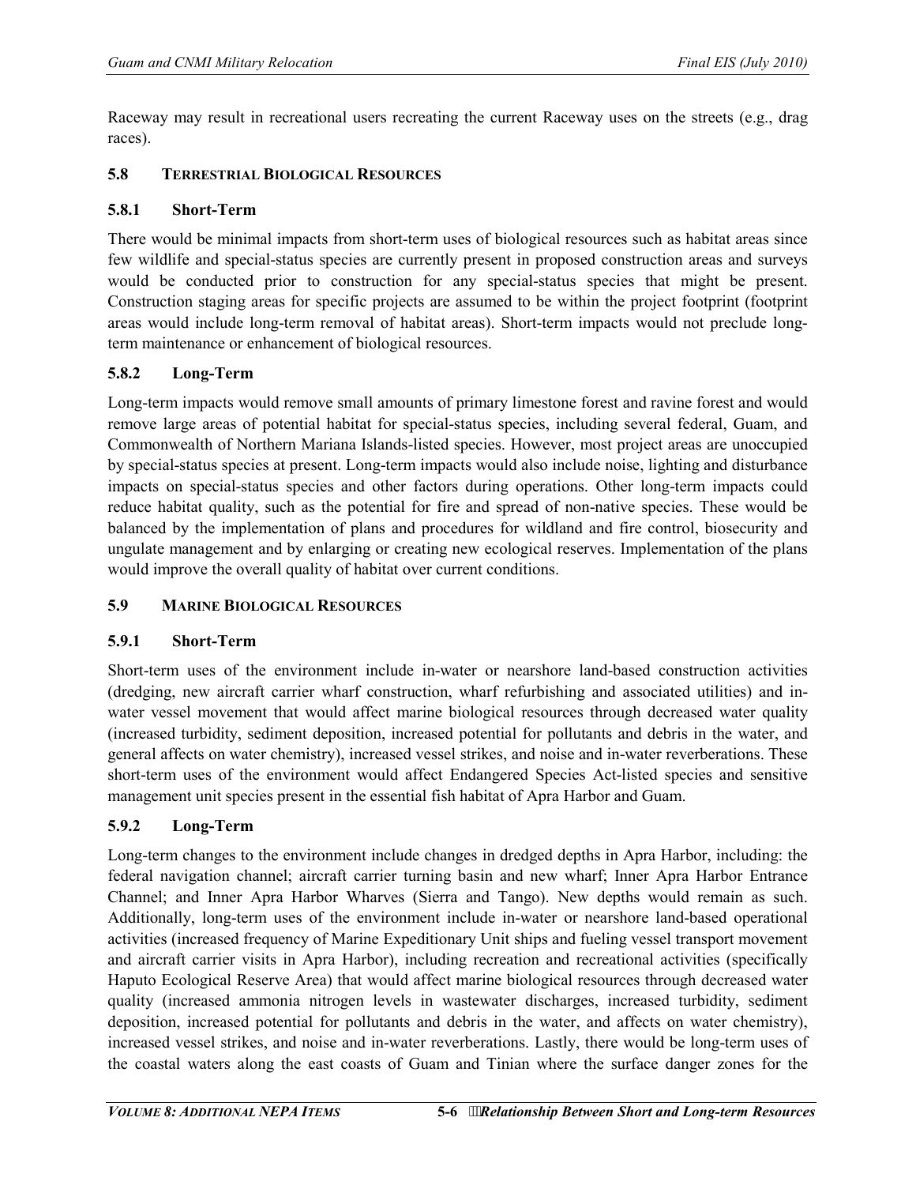Raceway may result in recreational users recreating the current Raceway uses on the streets (e.g., drag races).

### 5.8 Terrestrial Biological Resources

#### 5.8.1 Short-Term

There would be minimal impacts from short-term uses of biological resources such as habitat areas since few wildlife and special-status species are currently present in proposed construction areas and surveys would be conducted prior to construction for any special-status species that might be present. Construction staging areas for specific projects are assumed to be within the project footprint (footprint areas would include long-term removal of habitat areas). Short-term impacts would not preclude long-term maintenance or enhancement of biological resources.

#### 5.8.2 Long-Term

Long-term impacts would remove small amounts of primary limestone forest and ravine forest and would remove large areas of potential habitat for special-status species, including several federal, Guam, and Commonwealth of Northern Mariana Islands-listed species. However, most project areas are unoccupied by special-status species at present. Long-term impacts would also include noise, lighting and disturbance impacts on special-status species and other factors during operations. Other long-term impacts could reduce habitat quality, such as the potential for fire and spread of non-native species. These would be balanced by the implementation of plans and procedures for wildland and fire control, biosecurity and ungulate management and by enlarging or creating new ecological reserves. Implementation of the plans would improve the overall quality of habitat over current conditions.

### 5.9 Marine Biological Resources

#### 5.9.1 Short-Term

Short-term uses of the environment include in-water or nearshore land-based construction activities (dredging, new aircraft carrier wharf construction, wharf refurbishing and associated utilities) and in-water vessel movement that would affect marine biological resources through decreased water quality (increased turbidity, sediment deposition, increased potential for pollutants and debris in the water, and general affects on water chemistry), increased vessel strikes, and noise and in-water reverberations. These short-term uses of the environment would affect Endangered Species Act-listed species and sensitive management unit species present in the essential fish habitat of Apra Harbor and Guam.

#### 5.9.2 Long-Term

Long-term changes to the environment include changes in dredged depths in Apra Harbor, including: the federal navigation channel; aircraft carrier turning basin and new wharf; Inner Apra Harbor Entrance Channel; and Inner Apra Harbor Wharves (Sierra and Tango). New depths would remain as such. Additionally, long-term uses of the environment include in-water or nearshore land-based operational activities (increased frequency of Marine Expeditionary Unit ships and fueling vessel transport movement and aircraft carrier visits in Apra Harbor), including recreation and recreational activities (specifically Haputo Ecological Reserve Area) that would affect marine biological resources through decreased water quality (increased ammonia nitrogen levels in wastewater discharges, increased turbidity, sediment deposition, increased potential for pollutants and debris in the water, and affects on water chemistry), increased vessel strikes, and noise and in-water reverberations. Lastly, there would be long-term uses of the coastal waters along the east coasts of Guam and Tinian where the surface danger zones for the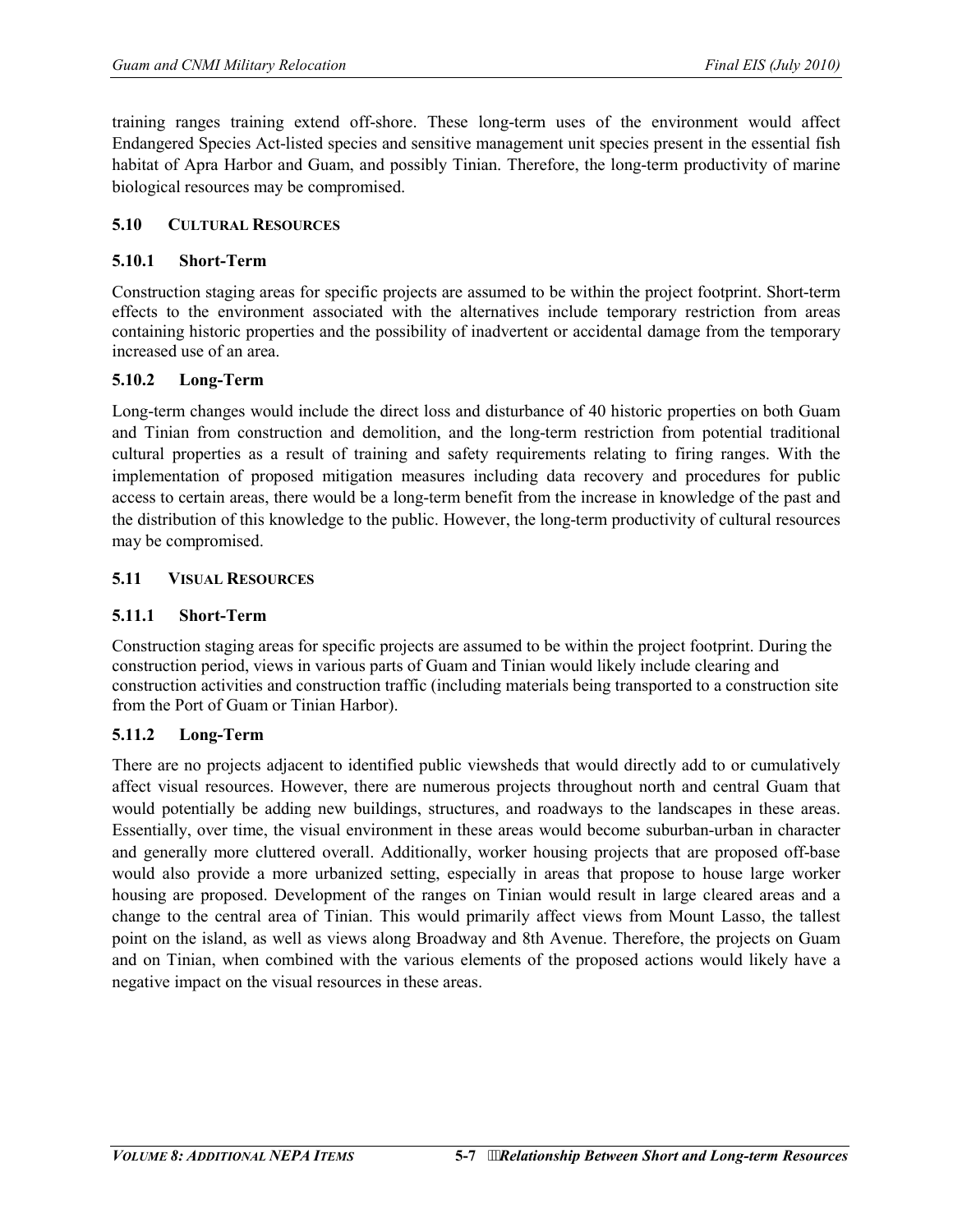training ranges training extend off-shore. These long-term uses of the environment would affect Endangered Species Act-listed species and sensitive management unit species present in the essential fish habitat of Apra Harbor and Guam, and possibly Tinian. Therefore, the long-term productivity of marine biological resources may be compromised.

## 5.10 CULTURAL RESOURCES

### 5.10.1 Short-Term

Construction staging areas for specific projects are assumed to be within the project footprint. Short-term effects to the environment associated with the alternatives include temporary restriction from areas containing historic properties and the possibility of inadvertent or accidental damage from the temporary increased use of an area.

### 5.10.2 Long-Term

Long-term changes would include the direct loss and disturbance of 40 historic properties on both Guam and Tinian from construction and demolition, and the long-term restriction from potential traditional cultural properties as a result of training and safety requirements relating to firing ranges. With the implementation of proposed mitigation measures including data recovery and procedures for public access to certain areas, there would be a long-term benefit from the increase in knowledge of the past and the distribution of this knowledge to the public. However, the long-term productivity of cultural resources may be compromised.

## 5.11 VISUAL RESOURCES

### 5.11.1 Short-Term

Construction staging areas for specific projects are assumed to be within the project footprint. During the construction period, views in various parts of Guam and Tinian would likely include clearing and construction activities and construction traffic (including materials being transported to a construction site from the Port of Guam or Tinian Harbor).

### 5.11.2 Long-Term

There are no projects adjacent to identified public viewsheds that would directly add to or cumulatively affect visual resources. However, there are numerous projects throughout north and central Guam that would potentially be adding new buildings, structures, and roadways to the landscapes in these areas. Essentially, over time, the visual environment in these areas would become suburban-urban in character and generally more cluttered overall. Additionally, worker housing projects that are proposed off-base would also provide a more urbanized setting, especially in areas that propose to house large worker housing are proposed. Development of the ranges on Tinian would result in large cleared areas and a change to the central area of Tinian. This would primarily affect views from Mount Lasso, the tallest point on the island, as well as views along Broadway and 8th Avenue. Therefore, the projects on Guam and on Tinian, when combined with the various elements of the proposed actions would likely have a negative impact on the visual resources in these areas.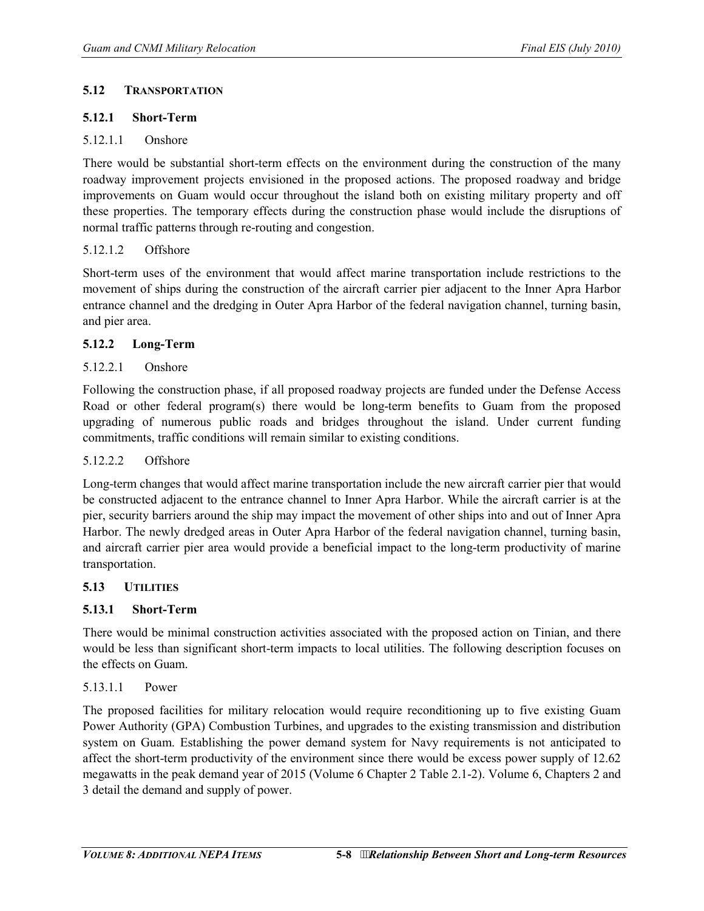## 5.12 TRANSPORTATION

### 5.12.1 Short-Term

#### 5.12.1.1 Onshore

There would be substantial short-term effects on the environment during the construction of the many roadway improvement projects envisioned in the proposed actions. The proposed roadway and bridge improvements on Guam would occur throughout the island both on existing military property and off these properties. The temporary effects during the construction phase would include the disruptions of normal traffic patterns through re-routing and congestion.

#### 5.12.1.2 Offshore

Short-term uses of the environment that would affect marine transportation include restrictions to the movement of ships during the construction of the aircraft carrier pier adjacent to the Inner Apra Harbor entrance channel and the dredging in Outer Apra Harbor of the federal navigation channel, turning basin, and pier area.

### 5.12.2 Long-Term

#### 5.12.2.1 Onshore

Following the construction phase, if all proposed roadway projects are funded under the Defense Access Road or other federal program(s) there would be long-term benefits to Guam from the proposed upgrading of numerous public roads and bridges throughout the island. Under current funding commitments, traffic conditions will remain similar to existing conditions.

#### 5.12.2.2 Offshore

Long-term changes that would affect marine transportation include the new aircraft carrier pier that would be constructed adjacent to the entrance channel to Inner Apra Harbor. While the aircraft carrier is at the pier, security barriers around the ship may impact the movement of other ships into and out of Inner Apra Harbor. The newly dredged areas in Outer Apra Harbor of the federal navigation channel, turning basin, and aircraft carrier pier area would provide a beneficial impact to the long-term productivity of marine transportation.

## 5.13 UTILITIES

### 5.13.1 Short-Term

There would be minimal construction activities associated with the proposed action on Tinian, and there would be less than significant short-term impacts to local utilities. The following description focuses on the effects on Guam.

#### 5.13.1.1 Power

The proposed facilities for military relocation would require reconditioning up to five existing Guam Power Authority (GPA) Combustion Turbines, and upgrades to the existing transmission and distribution system on Guam. Establishing the power demand system for Navy requirements is not anticipated to affect the short-term productivity of the environment since there would be excess power supply of 12.62 megawatts in the peak demand year of 2015 (Volume 6 Chapter 2 Table 2.1-2). Volume 6, Chapters 2 and 3 detail the demand and supply of power.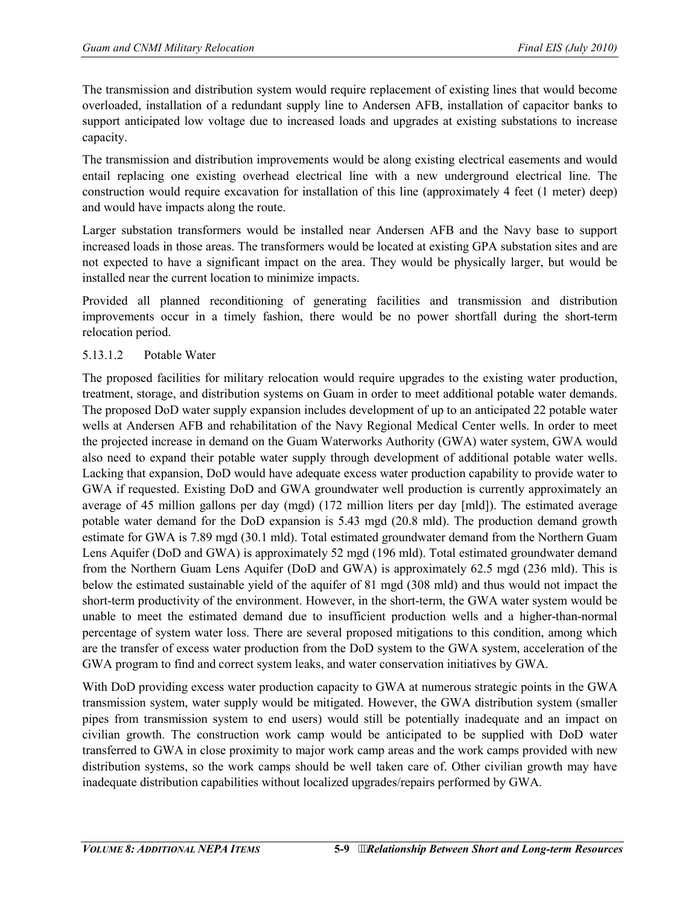The transmission and distribution system would require replacement of existing lines that would become overloaded, installation of a redundant supply line to Andersen AFB, installation of capacitor banks to support anticipated low voltage due to increased loads and upgrades at existing substations to increase capacity.

The transmission and distribution improvements would be along existing electrical easements and would entail replacing one existing overhead electrical line with a new underground electrical line. The construction would require excavation for installation of this line (approximately 4 feet (1 meter) deep) and would have impacts along the route.

Larger substation transformers would be installed near Andersen AFB and the Navy base to support increased loads in those areas. The transformers would be located at existing GPA substation sites and are not expected to have a significant impact on the area. They would be physically larger, but would be installed near the current location to minimize impacts.

Provided all planned reconditioning of generating facilities and transmission and distribution improvements occur in a timely fashion, there would be no power shortfall during the short-term relocation period.

### 5.13.1.2 Potable Water

The proposed facilities for military relocation would require upgrades to the existing water production, treatment, storage, and distribution systems on Guam in order to meet additional potable water demands. The proposed DoD water supply expansion includes development of up to an anticipated 22 potable water wells at Andersen AFB and rehabilitation of the Navy Regional Medical Center wells. In order to meet the projected increase in demand on the Guam Waterworks Authority (GWA) water system, GWA would also need to expand their potable water supply through development of additional potable water wells. Lacking that expansion, DoD would have adequate excess water production capability to provide water to GWA if requested. Existing DoD and GWA groundwater well production is currently approximately an average of 45 million gallons per day (mgd) (172 million liters per day [mld]). The estimated average potable water demand for the DoD expansion is 5.43 mgd (20.8 mld). The production demand growth estimate for GWA is 7.89 mgd (30.1 mld). Total estimated groundwater demand from the Northern Guam Lens Aquifer (DoD and GWA) is approximately 52 mgd (196 mld). Total estimated groundwater demand from the Northern Guam Lens Aquifer (DoD and GWA) is approximately 62.5 mgd (236 mld). This is below the estimated sustainable yield of the aquifer of 81 mgd (308 mld) and thus would not impact the short-term productivity of the environment. However, in the short-term, the GWA water system would be unable to meet the estimated demand due to insufficient production wells and a higher-than-normal percentage of system water loss. There are several proposed mitigations to this condition, among which are the transfer of excess water production from the DoD system to the GWA system, acceleration of the GWA program to find and correct system leaks, and water conservation initiatives by GWA.

With DoD providing excess water production capacity to GWA at numerous strategic points in the GWA transmission system, water supply would be mitigated. However, the GWA distribution system (smaller pipes from transmission system to end users) would still be potentially inadequate and an impact on civilian growth. The construction work camp would be anticipated to be supplied with DoD water transferred to GWA in close proximity to major work camp areas and the work camps provided with new distribution systems, so the work camps should be well taken care of. Other civilian growth may have inadequate distribution capabilities without localized upgrades/repairs performed by GWA.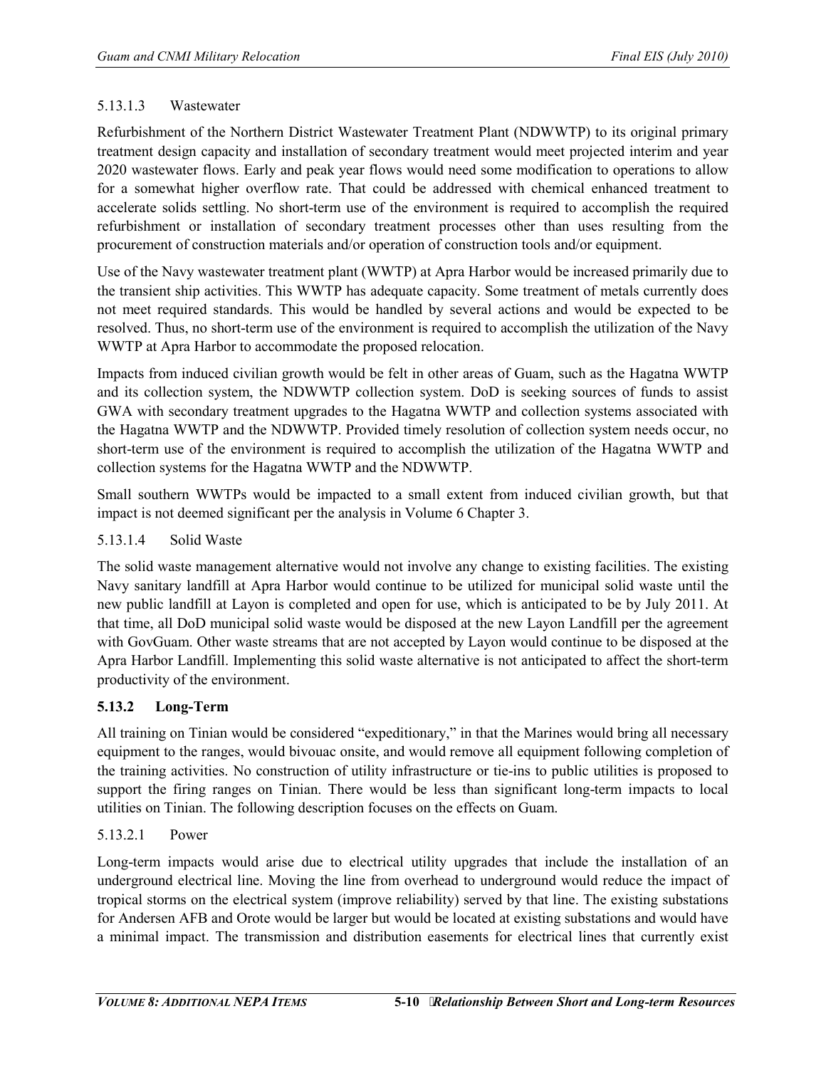5.13.1.3 Wastewater

Refurbishment of the Northern District Wastewater Treatment Plant (NDWWTP) to its original primary treatment design capacity and installation of secondary treatment would meet projected interim and year 2020 wastewater flows. Early and peak year flows would need some modification to operations to allow for a somewhat higher overflow rate. That could be addressed with chemical enhanced treatment to accelerate solids settling. No short-term use of the environment is required to accomplish the required refurbishment or installation of secondary treatment processes other than uses resulting from the procurement of construction materials and/or operation of construction tools and/or equipment.

Use of the Navy wastewater treatment plant (WWTP) at Apra Harbor would be increased primarily due to the transient ship activities. This WWTP has adequate capacity. Some treatment of metals currently does not meet required standards. This would be handled by several actions and would be expected to be resolved. Thus, no short-term use of the environment is required to accomplish the utilization of the Navy WWTP at Apra Harbor to accommodate the proposed relocation.

Impacts from induced civilian growth would be felt in other areas of Guam, such as the Hagatna WWTP and its collection system, the NDWWTP collection system. DoD is seeking sources of funds to assist GWA with secondary treatment upgrades to the Hagatna WWTP and collection systems associated with the Hagatna WWTP and the NDWWTP. Provided timely resolution of collection system needs occur, no short-term use of the environment is required to accomplish the utilization of the Hagatna WWTP and collection systems for the Hagatna WWTP and the NDWWTP.

Small southern WWTPs would be impacted to a small extent from induced civilian growth, but that impact is not deemed significant per the analysis in Volume 6 Chapter 3.

5.13.1.4 Solid Waste

The solid waste management alternative would not involve any change to existing facilities. The existing Navy sanitary landfill at Apra Harbor would continue to be utilized for municipal solid waste until the new public landfill at Layon is completed and open for use, which is anticipated to be by July 2011. At that time, all DoD municipal solid waste would be disposed at the new Layon Landfill per the agreement with GovGuam. Other waste streams that are not accepted by Layon would continue to be disposed at the Apra Harbor Landfill. Implementing this solid waste alternative is not anticipated to affect the short-term productivity of the environment.

### 5.13.2 Long-Term

All training on Tinian would be considered "expeditionary," in that the Marines would bring all necessary equipment to the ranges, would bivouac onsite, and would remove all equipment following completion of the training activities. No construction of utility infrastructure or tie-ins to public utilities is proposed to support the firing ranges on Tinian. There would be less than significant long-term impacts to local utilities on Tinian. The following description focuses on the effects on Guam.

5.13.2.1 Power

Long-term impacts would arise due to electrical utility upgrades that include the installation of an underground electrical line. Moving the line from overhead to underground would reduce the impact of tropical storms on the electrical system (improve reliability) served by that line. The existing substations for Andersen AFB and Orote would be larger but would be located at existing substations and would have a minimal impact. The transmission and distribution easements for electrical lines that currently exist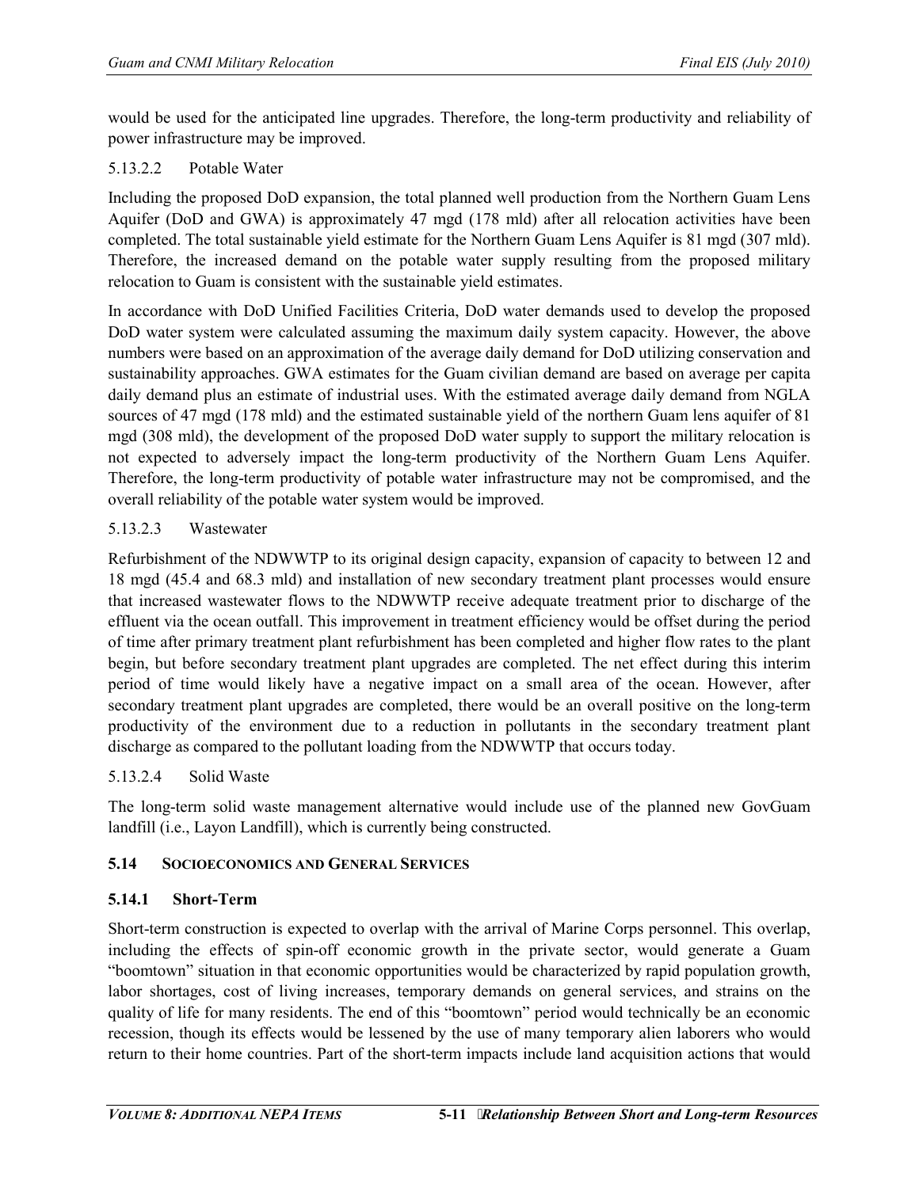would be used for the anticipated line upgrades. Therefore, the long-term productivity and reliability of power infrastructure may be improved.

#### 5.13.2.2 Potable Water

Including the proposed DoD expansion, the total planned well production from the Northern Guam Lens Aquifer (DoD and GWA) is approximately 47 mgd (178 mld) after all relocation activities have been completed. The total sustainable yield estimate for the Northern Guam Lens Aquifer is 81 mgd (307 mld). Therefore, the increased demand on the potable water supply resulting from the proposed military relocation to Guam is consistent with the sustainable yield estimates.

In accordance with DoD Unified Facilities Criteria, DoD water demands used to develop the proposed DoD water system were calculated assuming the maximum daily system capacity. However, the above numbers were based on an approximation of the average daily demand for DoD utilizing conservation and sustainability approaches. GWA estimates for the Guam civilian demand are based on average per capita daily demand plus an estimate of industrial uses. With the estimated average daily demand from NGLA sources of 47 mgd (178 mld) and the estimated sustainable yield of the northern Guam lens aquifer of 81 mgd (308 mld), the development of the proposed DoD water supply to support the military relocation is not expected to adversely impact the long-term productivity of the Northern Guam Lens Aquifer. Therefore, the long-term productivity of potable water infrastructure may not be compromised, and the overall reliability of the potable water system would be improved.

#### 5.13.2.3 Wastewater

Refurbishment of the NDWWTP to its original design capacity, expansion of capacity to between 12 and 18 mgd (45.4 and 68.3 mld) and installation of new secondary treatment plant processes would ensure that increased wastewater flows to the NDWWTP receive adequate treatment prior to discharge of the effluent via the ocean outfall. This improvement in treatment efficiency would be offset during the period of time after primary treatment plant refurbishment has been completed and higher flow rates to the plant begin, but before secondary treatment plant upgrades are completed. The net effect during this interim period of time would likely have a negative impact on a small area of the ocean. However, after secondary treatment plant upgrades are completed, there would be an overall positive on the long-term productivity of the environment due to a reduction in pollutants in the secondary treatment plant discharge as compared to the pollutant loading from the NDWWTP that occurs today.

#### 5.13.2.4 Solid Waste

The long-term solid waste management alternative would include use of the planned new GovGuam landfill (i.e., Layon Landfill), which is currently being constructed.

## 5.14 SOCIOECONOMICS AND GENERAL SERVICES

### 5.14.1 Short-Term

Short-term construction is expected to overlap with the arrival of Marine Corps personnel. This overlap, including the effects of spin-off economic growth in the private sector, would generate a Guam "boomtown" situation in that economic opportunities would be characterized by rapid population growth, labor shortages, cost of living increases, temporary demands on general services, and strains on the quality of life for many residents. The end of this "boomtown" period would technically be an economic recession, though its effects would be lessened by the use of many temporary alien laborers who would return to their home countries. Part of the short-term impacts include land acquisition actions that would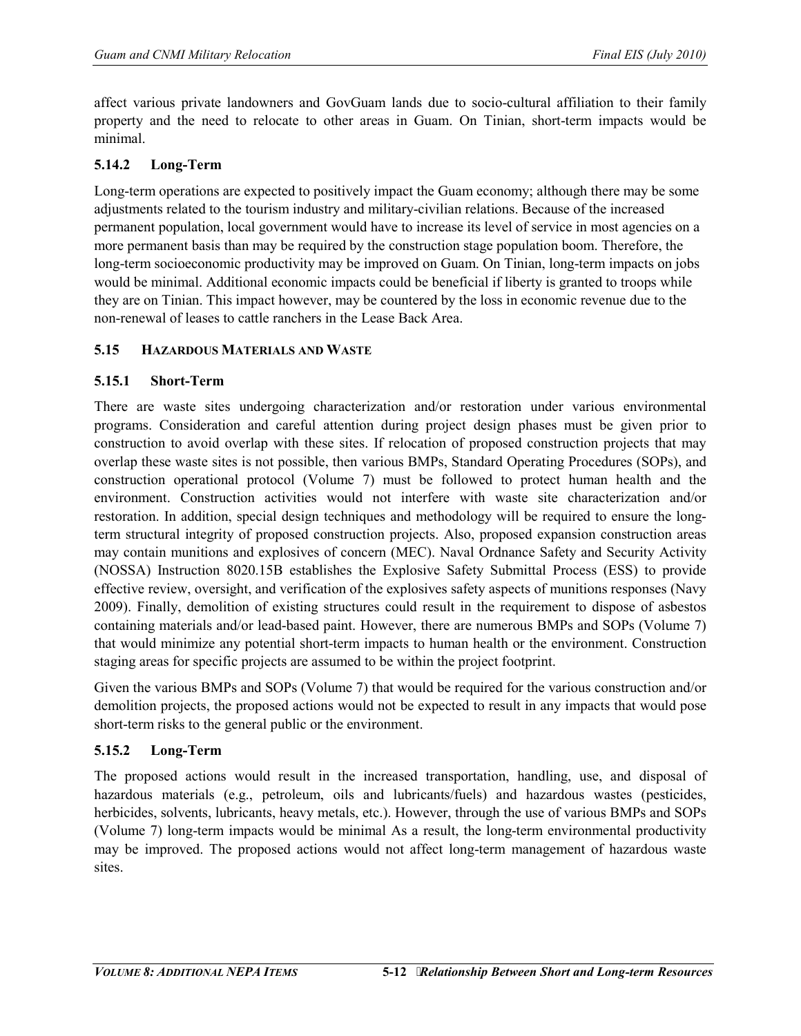affect various private landowners and GovGuam lands due to socio-cultural affiliation to their family property and the need to relocate to other areas in Guam. On Tinian, short-term impacts would be minimal.

### 5.14.2 Long-Term

Long-term operations are expected to positively impact the Guam economy; although there may be some adjustments related to the tourism industry and military-civilian relations. Because of the increased permanent population, local government would have to increase its level of service in most agencies on a more permanent basis than may be required by the construction stage population boom. Therefore, the long-term socioeconomic productivity may be improved on Guam. On Tinian, long-term impacts on jobs would be minimal. Additional economic impacts could be beneficial if liberty is granted to troops while they are on Tinian. This impact however, may be countered by the loss in economic revenue due to the non-renewal of leases to cattle ranchers in the Lease Back Area.

## 5.15 Hazardous Materials and Waste

### 5.15.1 Short-Term

There are waste sites undergoing characterization and/or restoration under various environmental programs. Consideration and careful attention during project design phases must be given prior to construction to avoid overlap with these sites. If relocation of proposed construction projects that may overlap these waste sites is not possible, then various BMPs, Standard Operating Procedures (SOPs), and construction operational protocol (Volume 7) must be followed to protect human health and the environment. Construction activities would not interfere with waste site characterization and/or restoration. In addition, special design techniques and methodology will be required to ensure the long-term structural integrity of proposed construction projects. Also, proposed expansion construction areas may contain munitions and explosives of concern (MEC). Naval Ordnance Safety and Security Activity (NOSSA) Instruction 8020.15B establishes the Explosive Safety Submittal Process (ESS) to provide effective review, oversight, and verification of the explosives safety aspects of munitions responses (Navy 2009). Finally, demolition of existing structures could result in the requirement to dispose of asbestos containing materials and/or lead-based paint. However, there are numerous BMPs and SOPs (Volume 7) that would minimize any potential short-term impacts to human health or the environment. Construction staging areas for specific projects are assumed to be within the project footprint.

Given the various BMPs and SOPs (Volume 7) that would be required for the various construction and/or demolition projects, the proposed actions would not be expected to result in any impacts that would pose short-term risks to the general public or the environment.

### 5.15.2 Long-Term

The proposed actions would result in the increased transportation, handling, use, and disposal of hazardous materials (e.g., petroleum, oils and lubricants/fuels) and hazardous wastes (pesticides, herbicides, solvents, lubricants, heavy metals, etc.). However, through the use of various BMPs and SOPs (Volume 7) long-term impacts would be minimal As a result, the long-term environmental productivity may be improved. The proposed actions would not affect long-term management of hazardous waste sites.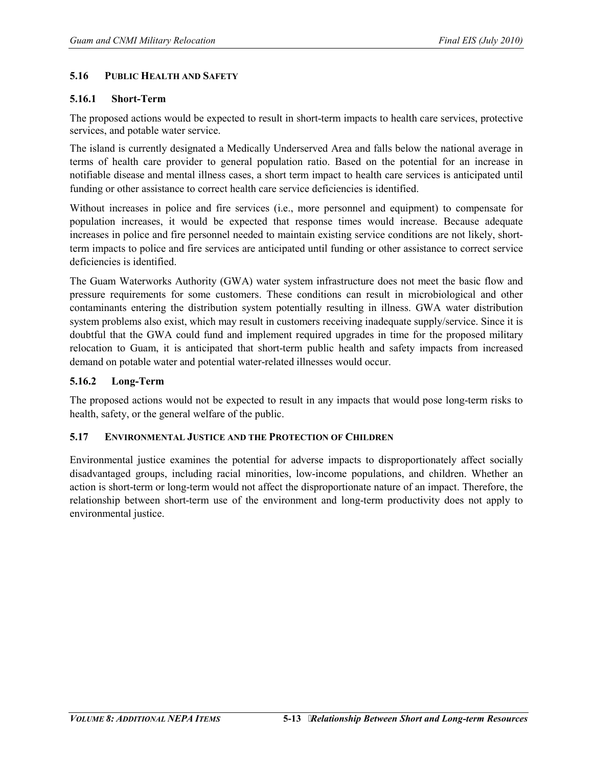## 5.16 PUBLIC HEALTH AND SAFETY

### 5.16.1 Short-Term

The proposed actions would be expected to result in short-term impacts to health care services, protective services, and potable water service.

The island is currently designated a Medically Underserved Area and falls below the national average in terms of health care provider to general population ratio. Based on the potential for an increase in notifiable disease and mental illness cases, a short term impact to health care services is anticipated until funding or other assistance to correct health care service deficiencies is identified.

Without increases in police and fire services (i.e., more personnel and equipment) to compensate for population increases, it would be expected that response times would increase. Because adequate increases in police and fire personnel needed to maintain existing service conditions are not likely, short-term impacts to police and fire services are anticipated until funding or other assistance to correct service deficiencies is identified.

The Guam Waterworks Authority (GWA) water system infrastructure does not meet the basic flow and pressure requirements for some customers. These conditions can result in microbiological and other contaminants entering the distribution system potentially resulting in illness. GWA water distribution system problems also exist, which may result in customers receiving inadequate supply/service. Since it is doubtful that the GWA could fund and implement required upgrades in time for the proposed military relocation to Guam, it is anticipated that short-term public health and safety impacts from increased demand on potable water and potential water-related illnesses would occur.

### 5.16.2 Long-Term

The proposed actions would not be expected to result in any impacts that would pose long-term risks to health, safety, or the general welfare of the public.

## 5.17 ENVIRONMENTAL JUSTICE AND THE PROTECTION OF CHILDREN

Environmental justice examines the potential for adverse impacts to disproportionately affect socially disadvantaged groups, including racial minorities, low-income populations, and children. Whether an action is short-term or long-term would not affect the disproportionate nature of an impact. Therefore, the relationship between short-term use of the environment and long-term productivity does not apply to environmental justice.